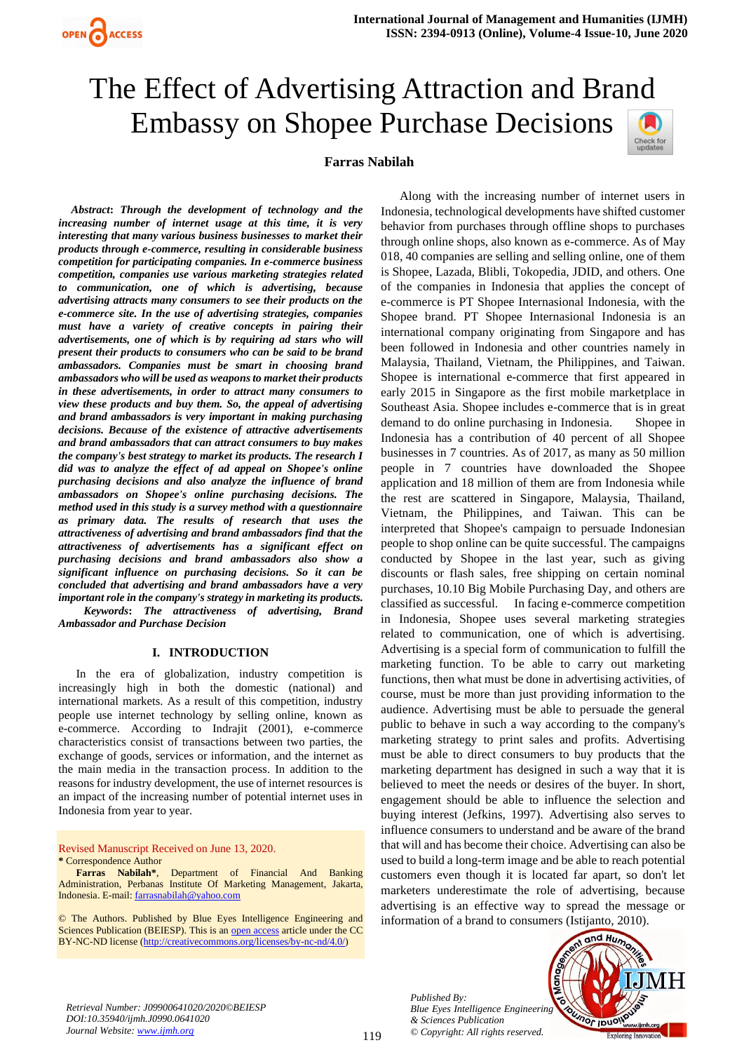# The Effect of Advertising Attraction and Brand Embassy on Shopee Purchase Decisions

**Farras Nabilah**

***Abstract*: Through the development of technology and the increasing number of internet usage at this time, it is very interesting that many various business businesses to market their products through e-commerce, resulting in considerable business competition for participating companies. In e-commerce business competition, companies use various marketing strategies related to communication, one of which is advertising, because advertising attracts many consumers to see their products on the e-commerce site. In the use of advertising strategies, companies must have a variety of creative concepts in pairing their advertisements, one of which is by requiring ad stars who will present their products to consumers who can be said to be brand ambassadors. Companies must be smart in choosing brand ambassadors who will be used as weapons to market their products in these advertisements, in order to attract many consumers to view these products and buy them. So, the appeal of advertising and brand ambassadors is very important in making purchasing decisions. Because of the existence of attractive advertisements and brand ambassadors that can attract consumers to buy makes the company's best strategy to market its products. The research I did was to analyze the effect of ad appeal on Shopee's online purchasing decisions and also analyze the influence of brand ambassadors on Shopee's online purchasing decisions. The method used in this study is a survey method with a questionnaire as primary data. The results of research that uses the attractiveness of advertising and brand ambassadors find that the attractiveness of advertisements has a significant effect on purchasing decisions and brand ambassadors also show a significant influence on purchasing decisions. So it can be concluded that advertising and brand ambassadors have a very important role in the company's strategy in marketing its products.***

***Keywords*: The attractiveness of advertising, Brand Ambassador and Purchase Decision**

## I. INTRODUCTION

In the era of globalization, industry competition is increasingly high in both the domestic (national) and international markets. As a result of this competition, industry people use internet technology by selling online, known as e-commerce. According to Indrajit (2001), e-commerce characteristics consist of transactions between two parties, the exchange of goods, services or information, and the internet as the main media in the transaction process. In addition to the reasons for industry development, the use of internet resources is an impact of the increasing number of potential internet uses in Indonesia from year to year.

Along with the increasing number of internet users in Indonesia, technological developments have shifted customer behavior from purchases through offline shops to purchases through online shops, also known as e-commerce. As of May 018, 40 companies are selling and selling online, one of them is Shopee, Lazada, Blibli, Tokopedia, JDID, and others. One of the companies in Indonesia that applies the concept of e-commerce is PT Shopee Internasional Indonesia, with the Shopee brand. PT Shopee Internasional Indonesia is an international company originating from Singapore and has been followed in Indonesia and other countries namely in Malaysia, Thailand, Vietnam, the Philippines, and Taiwan. Shopee is international e-commerce that first appeared in early 2015 in Singapore as the first mobile marketplace in Southeast Asia. Shopee includes e-commerce that is in great demand to do online purchasing in Indonesia. Shopee in Indonesia has a contribution of 40 percent of all Shopee businesses in 7 countries. As of 2017, as many as 50 million people in 7 countries have downloaded the Shopee application and 18 million of them are from Indonesia while the rest are scattered in Singapore, Malaysia, Thailand, Vietnam, the Philippines, and Taiwan. This can be interpreted that Shopee's campaign to persuade Indonesian people to shop online can be quite successful. The campaigns conducted by Shopee in the last year, such as giving discounts or flash sales, free shipping on certain nominal purchases, 10.10 Big Mobile Purchasing Day, and others are classified as successful. In facing e-commerce competition in Indonesia, Shopee uses several marketing strategies related to communication, one of which is advertising. Advertising is a special form of communication to fulfill the marketing function. To be able to carry out marketing functions, then what must be done in advertising activities, of course, must be more than just providing information to the audience. Advertising must be able to persuade the general public to behave in such a way according to the company's marketing strategy to print sales and profits. Advertising must be able to direct consumers to buy products that the marketing department has designed in such a way that it is believed to meet the needs or desires of the buyer. In short, engagement should be able to influence the selection and buying interest (Jefkins, 1997). Advertising also serves to influence consumers to understand and be aware of the brand that will and has become their choice. Advertising can also be used to build a long-term image and be able to reach potential customers even though it is located far apart, so don't let marketers underestimate the role of advertising, because advertising is an effective way to spread the message or information of a brand to consumers (Istijanto, 2010).

Revised Manuscript Received on June 13, 2020.
\* Correspondence Author
**Farras Nabilah\***, Department of Financial And Banking Administration, Perbanas Institute Of Marketing Management, Jakarta, Indonesia. E-mail: farrasnabilah@yahoo.com

© The Authors. Published by Blue Eyes Intelligence Engineering and Sciences Publication (BEIESP). This is an open access article under the CC BY-NC-ND license (http://creativecommons.org/licenses/by-nc-nd/4.0/)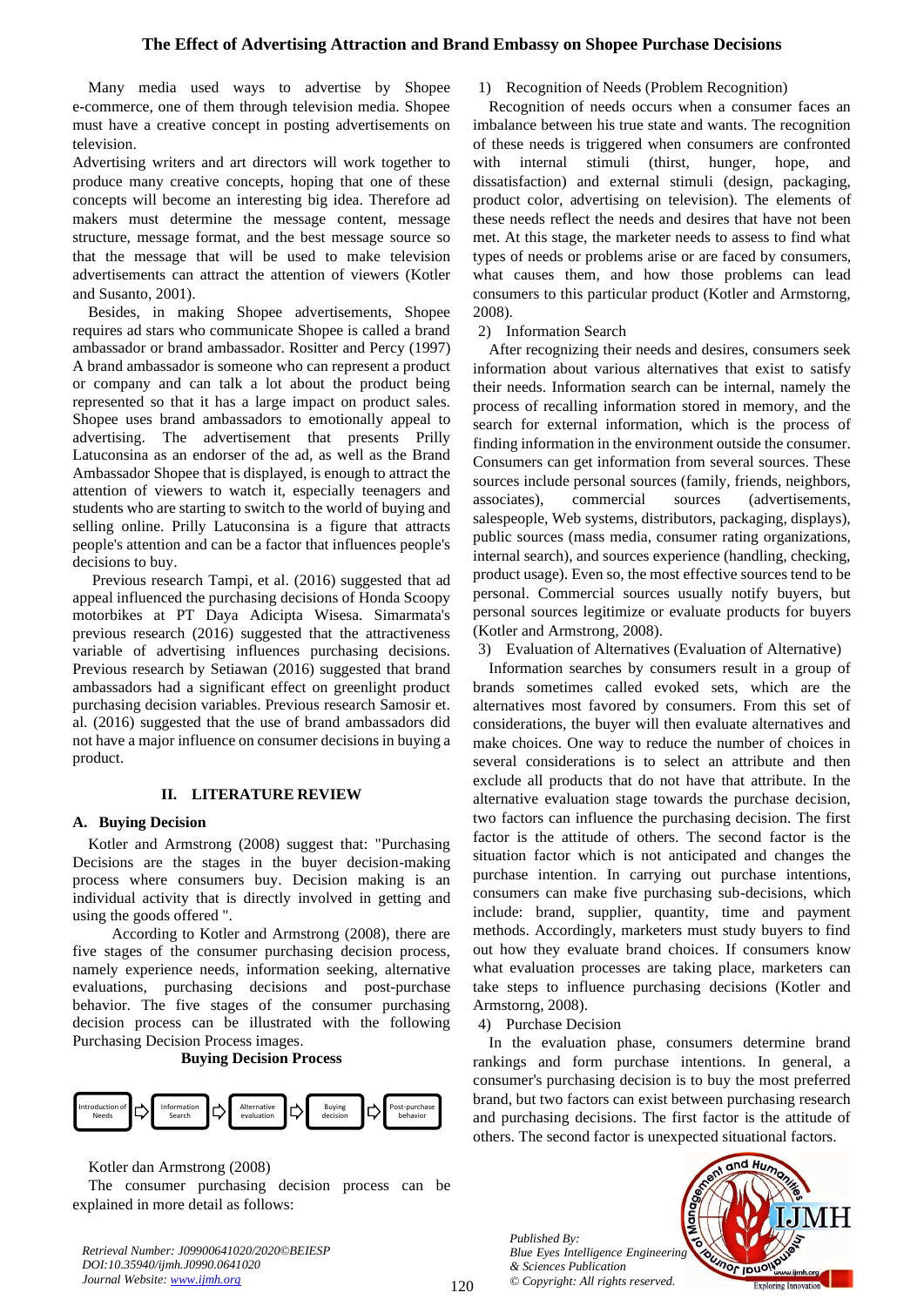Many media used ways to advertise by Shopee e-commerce, one of them through television media. Shopee must have a creative concept in posting advertisements on television.

Advertising writers and art directors will work together to produce many creative concepts, hoping that one of these concepts will become an interesting big idea. Therefore ad makers must determine the message content, message structure, message format, and the best message source so that the message that will be used to make television advertisements can attract the attention of viewers (Kotler and Susanto, 2001).

Besides, in making Shopee advertisements, Shopee requires ad stars who communicate Shopee is called a brand ambassador or brand ambassador. Rositter and Percy (1997) A brand ambassador is someone who can represent a product or company and can talk a lot about the product being represented so that it has a large impact on product sales. Shopee uses brand ambassadors to emotionally appeal to advertising. The advertisement that presents Prilly Latuconsina as an endorser of the ad, as well as the Brand Ambassador Shopee that is displayed, is enough to attract the attention of viewers to watch it, especially teenagers and students who are starting to switch to the world of buying and selling online. Prilly Latuconsina is a figure that attracts people's attention and can be a factor that influences people's decisions to buy.

Previous research Tampi, et al. (2016) suggested that ad appeal influenced the purchasing decisions of Honda Scoopy motorbikes at PT Daya Adicipta Wisesa. Simarmata's previous research (2016) suggested that the attractiveness variable of advertising influences purchasing decisions. Previous research by Setiawan (2016) suggested that brand ambassadors had a significant effect on greenlight product purchasing decision variables. Previous research Samosir et. al. (2016) suggested that the use of brand ambassadors did not have a major influence on consumer decisions in buying a product.

## II. LITERATURE REVIEW

### A. Buying Decision

Kotler and Armstrong (2008) suggest that: "Purchasing Decisions are the stages in the buyer decision-making process where consumers buy. Decision making is an individual activity that is directly involved in getting and using the goods offered ".

According to Kotler and Armstrong (2008), there are five stages of the consumer purchasing decision process, namely experience needs, information seeking, alternative evaluations, purchasing decisions and post-purchase behavior. The five stages of the consumer purchasing decision process can be illustrated with the following Purchasing Decision Process images.

**Buying Decision Process**

Introduction of Needs → Information Search → Alternative evaluation → Buying decision → Post-purchase behavior

Kotler dan Armstrong (2008)

The consumer purchasing decision process can be explained in more detail as follows:

1) Recognition of Needs (Problem Recognition)

Recognition of needs occurs when a consumer faces an imbalance between his true state and wants. The recognition of these needs is triggered when consumers are confronted with internal stimuli (thirst, hunger, hope, and dissatisfaction) and external stimuli (design, packaging, product color, advertising on television). The elements of these needs reflect the needs and desires that have not been met. At this stage, the marketer needs to assess to find what types of needs or problems arise or are faced by consumers, what causes them, and how those problems can lead consumers to this particular product (Kotler and Armstorng, 2008).

2) Information Search

After recognizing their needs and desires, consumers seek information about various alternatives that exist to satisfy their needs. Information search can be internal, namely the process of recalling information stored in memory, and the search for external information, which is the process of finding information in the environment outside the consumer. Consumers can get information from several sources. These sources include personal sources (family, friends, neighbors, associates), commercial sources (advertisements, salespeople, Web systems, distributors, packaging, displays), public sources (mass media, consumer rating organizations, internal search), and sources experience (handling, checking, product usage). Even so, the most effective sources tend to be personal. Commercial sources usually notify buyers, but personal sources legitimize or evaluate products for buyers (Kotler and Armstrong, 2008).

3) Evaluation of Alternatives (Evaluation of Alternative)

Information searches by consumers result in a group of brands sometimes called evoked sets, which are the alternatives most favored by consumers. From this set of considerations, the buyer will then evaluate alternatives and make choices. One way to reduce the number of choices in several considerations is to select an attribute and then exclude all products that do not have that attribute. In the alternative evaluation stage towards the purchase decision, two factors can influence the purchasing decision. The first factor is the attitude of others. The second factor is the situation factor which is not anticipated and changes the purchase intention. In carrying out purchase intentions, consumers can make five purchasing sub-decisions, which include: brand, supplier, quantity, time and payment methods. Accordingly, marketers must study buyers to find out how they evaluate brand choices. If consumers know what evaluation processes are taking place, marketers can take steps to influence purchasing decisions (Kotler and Armstorng, 2008).

4) Purchase Decision

In the evaluation phase, consumers determine brand rankings and form purchase intentions. In general, a consumer's purchasing decision is to buy the most preferred brand, but two factors can exist between purchasing research and purchasing decisions. The first factor is the attitude of others. The second factor is unexpected situational factors.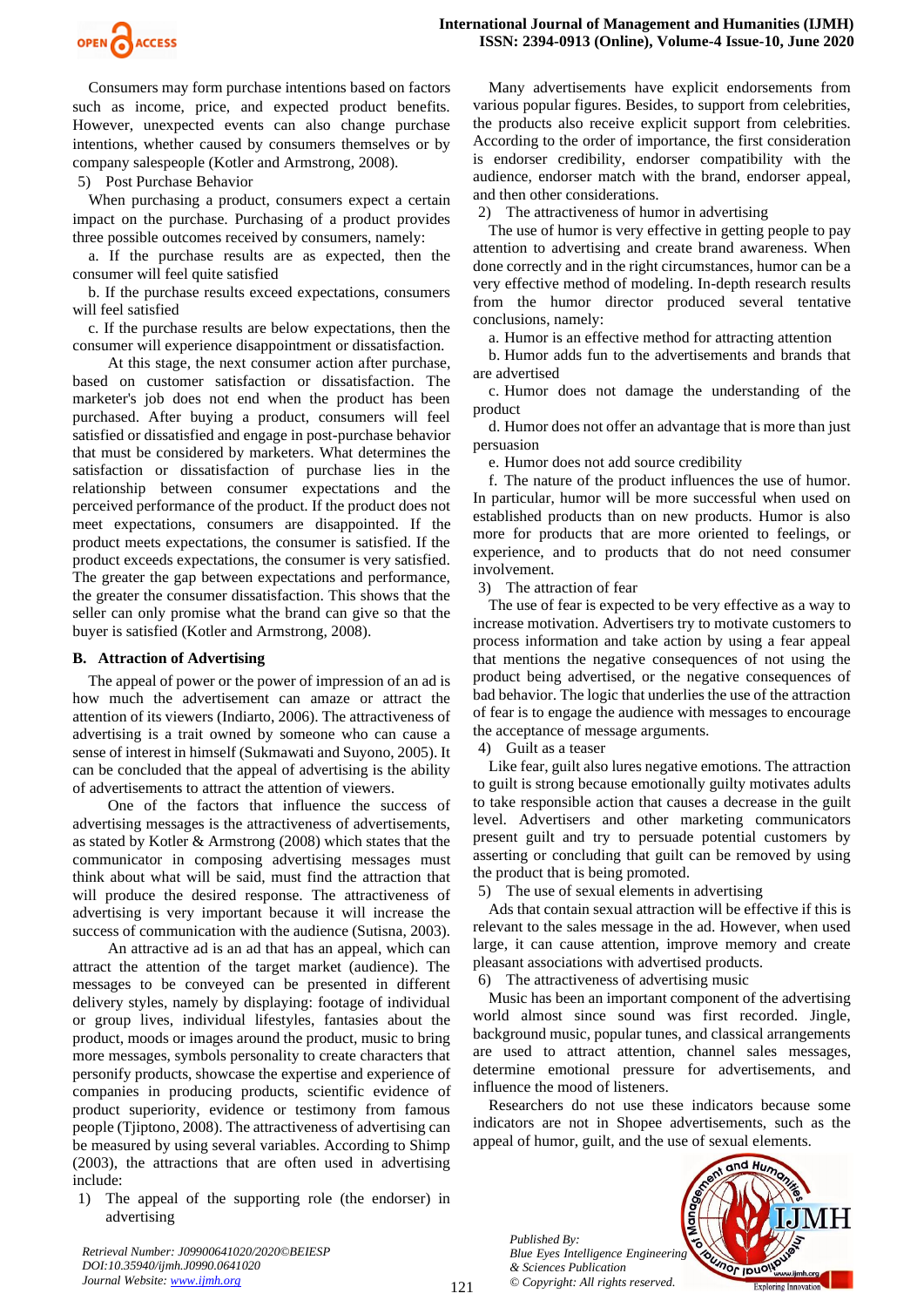Consumers may form purchase intentions based on factors such as income, price, and expected product benefits. However, unexpected events can also change purchase intentions, whether caused by consumers themselves or by company salespeople (Kotler and Armstrong, 2008).

5) Post Purchase Behavior

When purchasing a product, consumers expect a certain impact on the purchase. Purchasing of a product provides three possible outcomes received by consumers, namely:

a. If the purchase results are as expected, then the consumer will feel quite satisfied

b. If the purchase results exceed expectations, consumers will feel satisfied

c. If the purchase results are below expectations, then the consumer will experience disappointment or dissatisfaction.

At this stage, the next consumer action after purchase, based on customer satisfaction or dissatisfaction. The marketer's job does not end when the product has been purchased. After buying a product, consumers will feel satisfied or dissatisfied and engage in post-purchase behavior that must be considered by marketers. What determines the satisfaction or dissatisfaction of purchase lies in the relationship between consumer expectations and the perceived performance of the product. If the product does not meet expectations, consumers are disappointed. If the product meets expectations, the consumer is satisfied. If the product exceeds expectations, the consumer is very satisfied. The greater the gap between expectations and performance, the greater the consumer dissatisfaction. This shows that the seller can only promise what the brand can give so that the buyer is satisfied (Kotler and Armstrong, 2008).

### B. Attraction of Advertising

The appeal of power or the power of impression of an ad is how much the advertisement can amaze or attract the attention of its viewers (Indiarto, 2006). The attractiveness of advertising is a trait owned by someone who can cause a sense of interest in himself (Sukmawati and Suyono, 2005). It can be concluded that the appeal of advertising is the ability of advertisements to attract the attention of viewers.

One of the factors that influence the success of advertising messages is the attractiveness of advertisements, as stated by Kotler & Armstrong (2008) which states that the communicator in composing advertising messages must think about what will be said, must find the attraction that will produce the desired response. The attractiveness of advertising is very important because it will increase the success of communication with the audience (Sutisna, 2003).

An attractive ad is an ad that has an appeal, which can attract the attention of the target market (audience). The messages to be conveyed can be presented in different delivery styles, namely by displaying: footage of individual or group lives, individual lifestyles, fantasies about the product, moods or images around the product, music to bring more messages, symbols personality to create characters that personify products, showcase the expertise and experience of companies in producing products, scientific evidence of product superiority, evidence or testimony from famous people (Tjiptono, 2008). The attractiveness of advertising can be measured by using several variables. According to Shimp (2003), the attractions that are often used in advertising include:

1) The appeal of the supporting role (the endorser) in advertising

Many advertisements have explicit endorsements from various popular figures. Besides, to support from celebrities, the products also receive explicit support from celebrities. According to the order of importance, the first consideration is endorser credibility, endorser compatibility with the audience, endorser match with the brand, endorser appeal, and then other considerations.

2) The attractiveness of humor in advertising

The use of humor is very effective in getting people to pay attention to advertising and create brand awareness. When done correctly and in the right circumstances, humor can be a very effective method of modeling. In-depth research results from the humor director produced several tentative conclusions, namely:

a. Humor is an effective method for attracting attention

b. Humor adds fun to the advertisements and brands that are advertised

c. Humor does not damage the understanding of the product

d. Humor does not offer an advantage that is more than just persuasion

e. Humor does not add source credibility

f. The nature of the product influences the use of humor. In particular, humor will be more successful when used on established products than on new products. Humor is also more for products that are more oriented to feelings, or experience, and to products that do not need consumer involvement.

3) The attraction of fear

The use of fear is expected to be very effective as a way to increase motivation. Advertisers try to motivate customers to process information and take action by using a fear appeal that mentions the negative consequences of not using the product being advertised, or the negative consequences of bad behavior. The logic that underlies the use of the attraction of fear is to engage the audience with messages to encourage the acceptance of message arguments.

4) Guilt as a teaser

Like fear, guilt also lures negative emotions. The attraction to guilt is strong because emotionally guilty motivates adults to take responsible action that causes a decrease in the guilt level. Advertisers and other marketing communicators present guilt and try to persuade potential customers by asserting or concluding that guilt can be removed by using the product that is being promoted.

5) The use of sexual elements in advertising

Ads that contain sexual attraction will be effective if this is relevant to the sales message in the ad. However, when used large, it can cause attention, improve memory and create pleasant associations with advertised products.

6) The attractiveness of advertising music

Music has been an important component of the advertising world almost since sound was first recorded. Jingle, background music, popular tunes, and classical arrangements are used to attract attention, channel sales messages, determine emotional pressure for advertisements, and influence the mood of listeners.

Researchers do not use these indicators because some indicators are not in Shopee advertisements, such as the appeal of humor, guilt, and the use of sexual elements.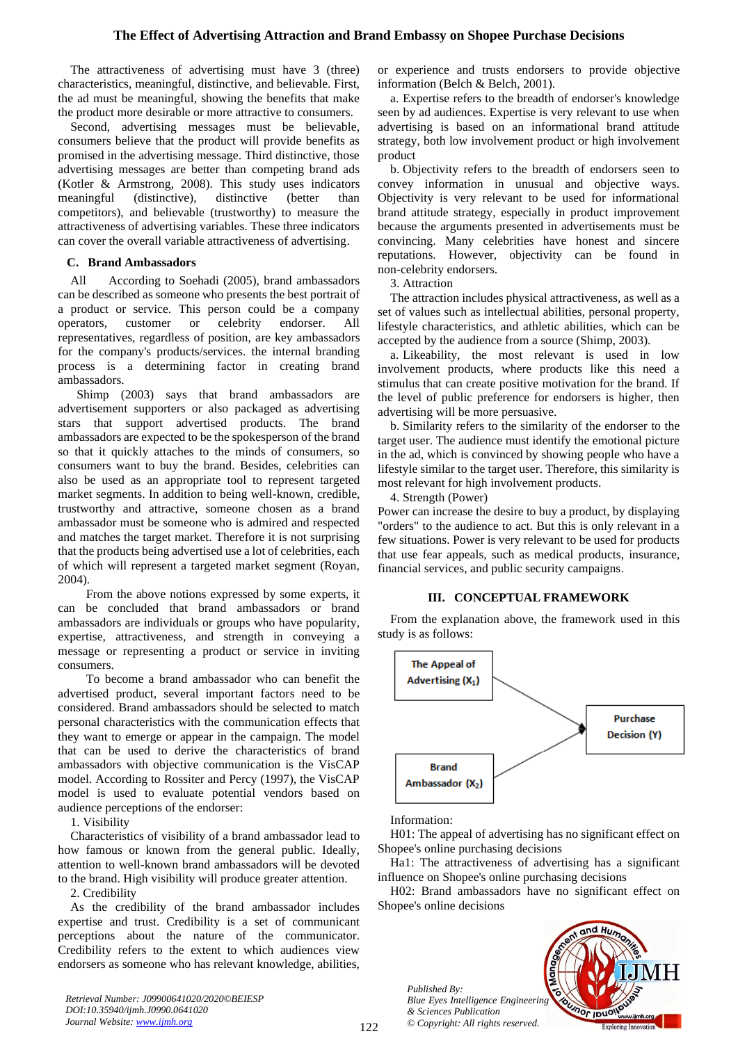The attractiveness of advertising must have 3 (three) characteristics, meaningful, distinctive, and believable. First, the ad must be meaningful, showing the benefits that make the product more desirable or more attractive to consumers.

Second, advertising messages must be believable, consumers believe that the product will provide benefits as promised in the advertising message. Third distinctive, those advertising messages are better than competing brand ads (Kotler & Armstrong, 2008). This study uses indicators meaningful (distinctive), distinctive (better than competitors), and believable (trustworthy) to measure the attractiveness of advertising variables. These three indicators can cover the overall variable attractiveness of advertising.

### C. Brand Ambassadors

All According to Soehadi (2005), brand ambassadors can be described as someone who presents the best portrait of a product or service. This person could be a company operators, customer or celebrity endorser. All representatives, regardless of position, are key ambassadors for the company's products/services. the internal branding process is a determining factor in creating brand ambassadors.

Shimp (2003) says that brand ambassadors are advertisement supporters or also packaged as advertising stars that support advertised products. The brand ambassadors are expected to be the spokesperson of the brand so that it quickly attaches to the minds of consumers, so consumers want to buy the brand. Besides, celebrities can also be used as an appropriate tool to represent targeted market segments. In addition to being well-known, credible, trustworthy and attractive, someone chosen as a brand ambassador must be someone who is admired and respected and matches the target market. Therefore it is not surprising that the products being advertised use a lot of celebrities, each of which will represent a targeted market segment (Royan, 2004).

From the above notions expressed by some experts, it can be concluded that brand ambassadors or brand ambassadors are individuals or groups who have popularity, expertise, attractiveness, and strength in conveying a message or representing a product or service in inviting consumers.

To become a brand ambassador who can benefit the advertised product, several important factors need to be considered. Brand ambassadors should be selected to match personal characteristics with the communication effects that they want to emerge or appear in the campaign. The model that can be used to derive the characteristics of brand ambassadors with objective communication is the VisCAP model. According to Rossiter and Percy (1997), the VisCAP model is used to evaluate potential vendors based on audience perceptions of the endorser:

1. Visibility

Characteristics of visibility of a brand ambassador lead to how famous or known from the general public. Ideally, attention to well-known brand ambassadors will be devoted to the brand. High visibility will produce greater attention.

2. Credibility

As the credibility of the brand ambassador includes expertise and trust. Credibility is a set of communicant perceptions about the nature of the communicator. Credibility refers to the extent to which audiences view endorsers as someone who has relevant knowledge, abilities, or experience and trusts endorsers to provide objective information (Belch & Belch, 2001).

a. Expertise refers to the breadth of endorser's knowledge seen by ad audiences. Expertise is very relevant to use when advertising is based on an informational brand attitude strategy, both low involvement product or high involvement product

b. Objectivity refers to the breadth of endorsers seen to convey information in unusual and objective ways. Objectivity is very relevant to be used for informational brand attitude strategy, especially in product improvement because the arguments presented in advertisements must be convincing. Many celebrities have honest and sincere reputations. However, objectivity can be found in non-celebrity endorsers.

3. Attraction

The attraction includes physical attractiveness, as well as a set of values such as intellectual abilities, personal property, lifestyle characteristics, and athletic abilities, which can be accepted by the audience from a source (Shimp, 2003).

a. Likeability, the most relevant is used in low involvement products, where products like this need a stimulus that can create positive motivation for the brand. If the level of public preference for endorsers is higher, then advertising will be more persuasive.

b. Similarity refers to the similarity of the endorser to the target user. The audience must identify the emotional picture in the ad, which is convinced by showing people who have a lifestyle similar to the target user. Therefore, this similarity is most relevant for high involvement products.

4. Strength (Power)

Power can increase the desire to buy a product, by displaying "orders" to the audience to act. But this is only relevant in a few situations. Power is very relevant to be used for products that use fear appeals, such as medical products, insurance, financial services, and public security campaigns.

## III. CONCEPTUAL FRAMEWORK

From the explanation above, the framework used in this study is as follows:

The Appeal of Advertising ($X_1$) → Purchase Decision (Y)

Brand Ambassador ($X_2$) → Purchase Decision (Y)

Information:

H01: The appeal of advertising has no significant effect on Shopee's online purchasing decisions

Ha1: The attractiveness of advertising has a significant influence on Shopee's online purchasing decisions

H02: Brand ambassadors have no significant effect on Shopee's online decisions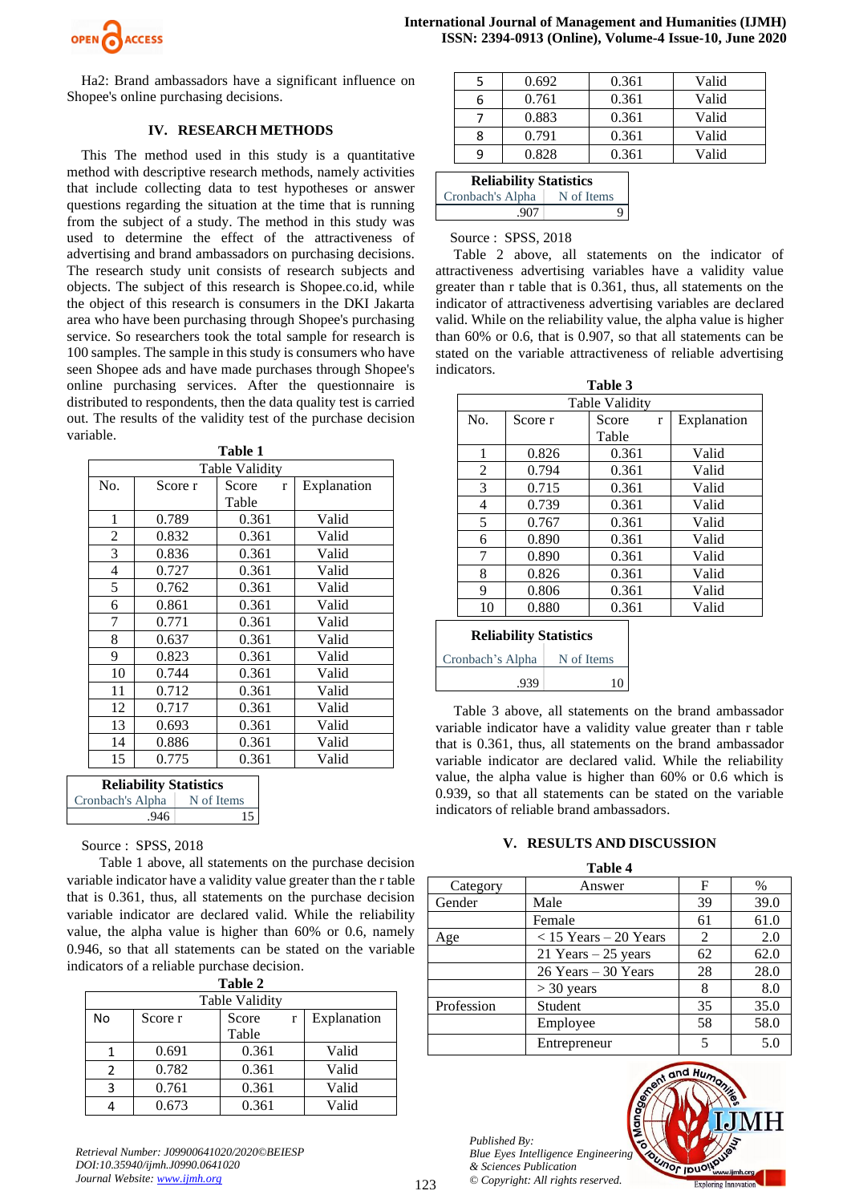Ha2: Brand ambassadors have a significant influence on Shopee's online purchasing decisions.

## IV. RESEARCH METHODS

This The method used in this study is a quantitative method with descriptive research methods, namely activities that include collecting data to test hypotheses or answer questions regarding the situation at the time that is running from the subject of a study. The method in this study was used to determine the effect of the attractiveness of advertising and brand ambassadors on purchasing decisions. The research study unit consists of research subjects and objects. The subject of this research is Shopee.co.id, while the object of this research is consumers in the DKI Jakarta area who have been purchasing through Shopee's purchasing service. So researchers took the total sample for research is 100 samples. The sample in this study is consumers who have seen Shopee ads and have made purchases through Shopee's online purchasing services. After the questionnaire is distributed to respondents, then the data quality test is carried out. The results of the validity test of the purchase decision variable.

**Table 1**

| Table Validity | | | |
|---|---|---|---|
| No. | Score r | Score r Table | Explanation |
| 1 | 0.789 | 0.361 | Valid |
| 2 | 0.832 | 0.361 | Valid |
| 3 | 0.836 | 0.361 | Valid |
| 4 | 0.727 | 0.361 | Valid |
| 5 | 0.762 | 0.361 | Valid |
| 6 | 0.861 | 0.361 | Valid |
| 7 | 0.771 | 0.361 | Valid |
| 8 | 0.637 | 0.361 | Valid |
| 9 | 0.823 | 0.361 | Valid |
| 10 | 0.744 | 0.361 | Valid |
| 11 | 0.712 | 0.361 | Valid |
| 12 | 0.717 | 0.361 | Valid |
| 13 | 0.693 | 0.361 | Valid |
| 14 | 0.886 | 0.361 | Valid |
| 15 | 0.775 | 0.361 | Valid |

| Reliability Statistics | |
|---|---|
| Cronbach's Alpha | N of Items |
| .946 | 15 |

Source : SPSS, 2018

Table 1 above, all statements on the purchase decision variable indicator have a validity value greater than the r table that is 0.361, thus, all statements on the purchase decision variable indicator are declared valid. While the reliability value, the alpha value is higher than 60% or 0.6, namely 0.946, so that all statements can be stated on the variable indicators of a reliable purchase decision.

**Table 2**

| Table Validity | | | |
|---|---|---|---|
| No | Score r | Score r Table | Explanation |
| 1 | 0.691 | 0.361 | Valid |
| 2 | 0.782 | 0.361 | Valid |
| 3 | 0.761 | 0.361 | Valid |
| 4 | 0.673 | 0.361 | Valid |
| 5 | 0.692 | 0.361 | Valid |
| 6 | 0.761 | 0.361 | Valid |
| 7 | 0.883 | 0.361 | Valid |
| 8 | 0.791 | 0.361 | Valid |
| 9 | 0.828 | 0.361 | Valid |

| Reliability Statistics | |
|---|---|
| Cronbach's Alpha | N of Items |
| .907 | 9 |

Source : SPSS, 2018

Table 2 above, all statements on the indicator of attractiveness advertising variables have a validity value greater than r table that is 0.361, thus, all statements on the indicator of attractiveness advertising variables are declared valid. While on the reliability value, the alpha value is higher than 60% or 0.6, that is 0.907, so that all statements can be stated on the variable attractiveness of reliable advertising indicators.

**Table 3**

| Table Validity | | | |
|---|---|---|---|
| No. | Score r | Score r Table | Explanation |
| 1 | 0.826 | 0.361 | Valid |
| 2 | 0.794 | 0.361 | Valid |
| 3 | 0.715 | 0.361 | Valid |
| 4 | 0.739 | 0.361 | Valid |
| 5 | 0.767 | 0.361 | Valid |
| 6 | 0.890 | 0.361 | Valid |
| 7 | 0.890 | 0.361 | Valid |
| 8 | 0.826 | 0.361 | Valid |
| 9 | 0.806 | 0.361 | Valid |
| 10 | 0.880 | 0.361 | Valid |

| Reliability Statistics | |
|---|---|
| Cronbach's Alpha | N of Items |
| .939 | 10 |

Table 3 above, all statements on the brand ambassador variable indicator have a validity value greater than r table that is 0.361, thus, all statements on the brand ambassador variable indicator are declared valid. While the reliability value, the alpha value is higher than 60% or 0.6 which is 0.939, so that all statements can be stated on the variable indicators of reliable brand ambassadors.

## V. RESULTS AND DISCUSSION

**Table 4**

| Category | Answer | F | % |
|---|---|---|---|
| Gender | Male | 39 | 39.0 |
| | Female | 61 | 61.0 |
| Age | < 15 Years – 20 Years | 2 | 2.0 |
| | 21 Years – 25 years | 62 | 62.0 |
| | 26 Years – 30 Years | 28 | 28.0 |
| | > 30 years | 8 | 8.0 |
| Profession | Student | 35 | 35.0 |
| | Employee | 58 | 58.0 |
| | Entrepreneur | 5 | 5.0 |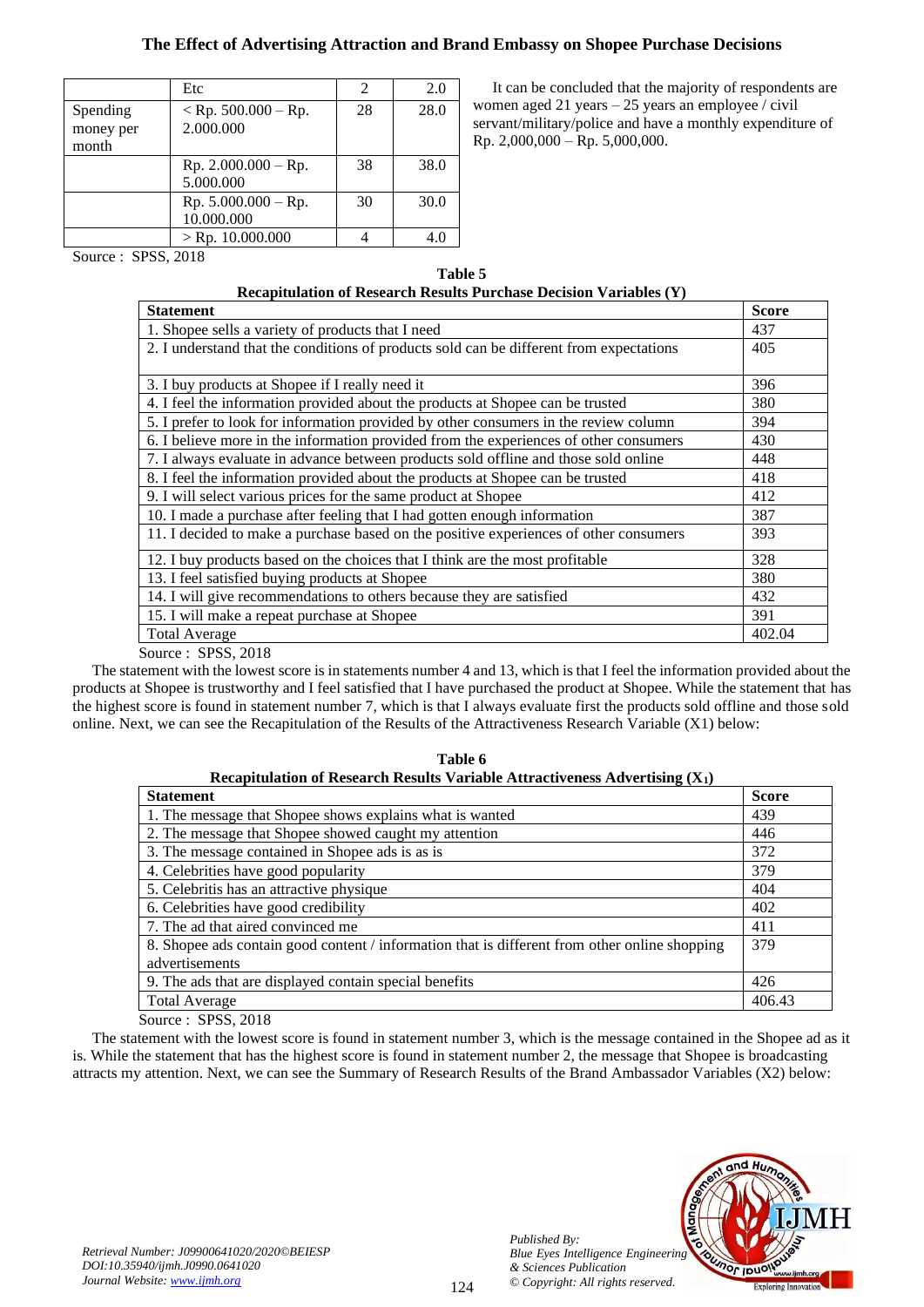| | Etc | 2 | 2.0 |
|---|---|---|---|
| Spending money per month | < Rp. 500.000 – Rp. 2.000.000 | 28 | 28.0 |
| | Rp. 2.000.000 – Rp. 5.000.000 | 38 | 38.0 |
| | Rp. 5.000.000 – Rp. 10.000.000 | 30 | 30.0 |
| | > Rp. 10.000.000 | 4 | 4.0 |

Source : SPSS, 2018

It can be concluded that the majority of respondents are women aged 21 years – 25 years an employee / civil servant/military/police and have a monthly expenditure of Rp. 2,000,000 – Rp. 5,000,000.

**Table 5**
**Recapitulation of Research Results Purchase Decision Variables (Y)**

| Statement | Score |
|---|---|
| 1. Shopee sells a variety of products that I need | 437 |
| 2. I understand that the conditions of products sold can be different from expectations | 405 |
| 3. I buy products at Shopee if I really need it | 396 |
| 4. I feel the information provided about the products at Shopee can be trusted | 380 |
| 5. I prefer to look for information provided by other consumers in the review column | 394 |
| 6. I believe more in the information provided from the experiences of other consumers | 430 |
| 7. I always evaluate in advance between products sold offline and those sold online | 448 |
| 8. I feel the information provided about the products at Shopee can be trusted | 418 |
| 9. I will select various prices for the same product at Shopee | 412 |
| 10. I made a purchase after feeling that I had gotten enough information | 387 |
| 11. I decided to make a purchase based on the positive experiences of other consumers | 393 |
| 12. I buy products based on the choices that I think are the most profitable | 328 |
| 13. I feel satisfied buying products at Shopee | 380 |
| 14. I will give recommendations to others because they are satisfied | 432 |
| 15. I will make a repeat purchase at Shopee | 391 |
| Total Average | 402.04 |

Source : SPSS, 2018

The statement with the lowest score is in statements number 4 and 13, which is that I feel the information provided about the products at Shopee is trustworthy and I feel satisfied that I have purchased the product at Shopee. While the statement that has the highest score is found in statement number 7, which is that I always evaluate first the products sold offline and those sold online. Next, we can see the Recapitulation of the Results of the Attractiveness Research Variable (X1) below:

**Table 6**
**Recapitulation of Research Results Variable Attractiveness Advertising ($X_1$)**

| Statement | Score |
|---|---|
| 1. The message that Shopee shows explains what is wanted | 439 |
| 2. The message that Shopee showed caught my attention | 446 |
| 3. The message contained in Shopee ads is as is | 372 |
| 4. Celebrities have good popularity | 379 |
| 5. Celebritis has an attractive physique | 404 |
| 6. Celebrities have good credibility | 402 |
| 7. The ad that aired convinced me | 411 |
| 8. Shopee ads contain good content / information that is different from other online shopping advertisements | 379 |
| 9. The ads that are displayed contain special benefits | 426 |
| Total Average | 406.43 |

Source : SPSS, 2018

The statement with the lowest score is found in statement number 3, which is the message contained in the Shopee ad as it is. While the statement that has the highest score is found in statement number 2, the message that Shopee is broadcasting attracts my attention. Next, we can see the Summary of Research Results of the Brand Ambassador Variables (X2) below: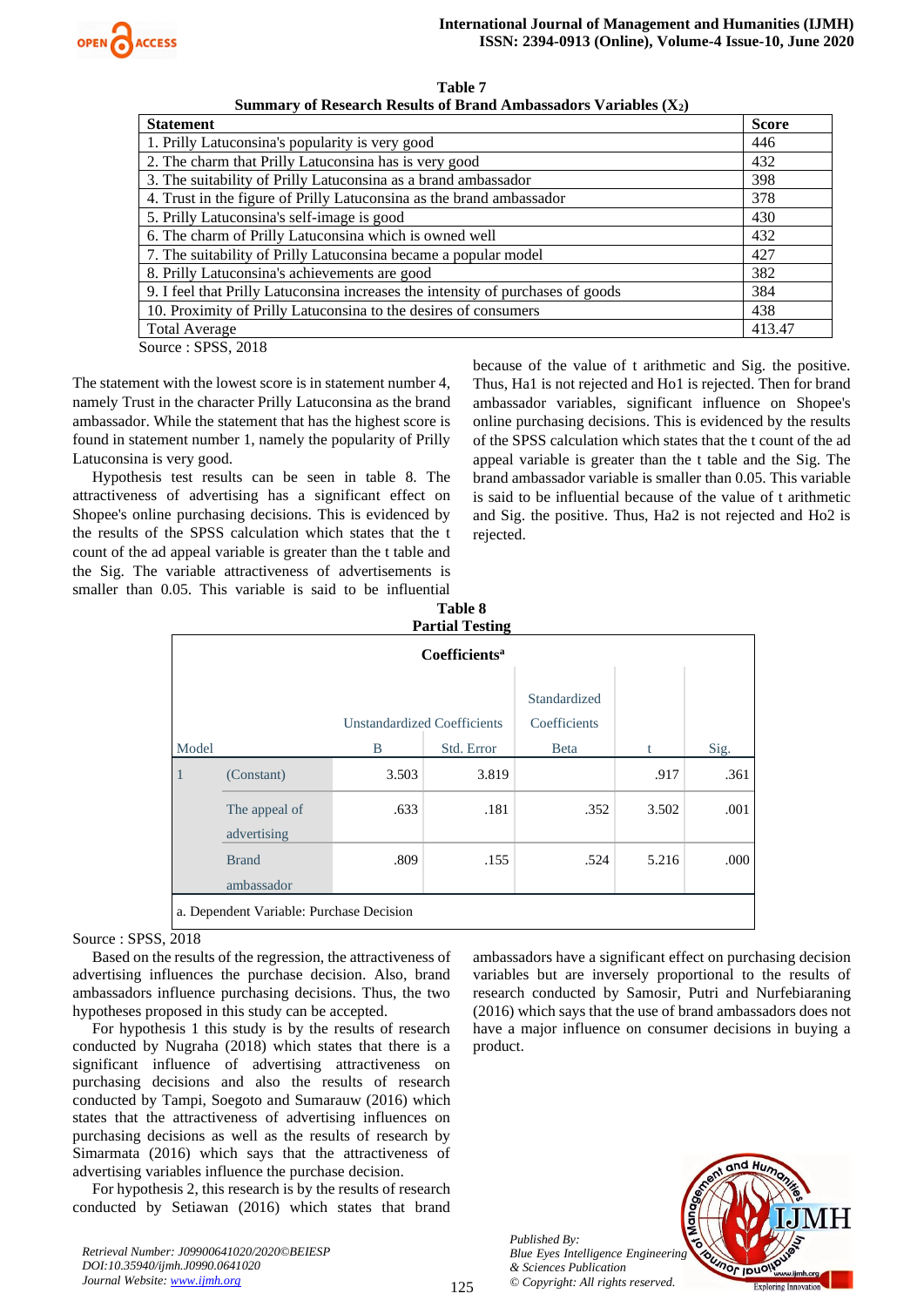**Table 7**
**Summary of Research Results of Brand Ambassadors Variables ($X_2$)**

| Statement | Score |
|---|---|
| 1. Prilly Latuconsina's popularity is very good | 446 |
| 2. The charm that Prilly Latuconsina has is very good | 432 |
| 3. The suitability of Prilly Latuconsina as a brand ambassador | 398 |
| 4. Trust in the figure of Prilly Latuconsina as the brand ambassador | 378 |
| 5. Prilly Latuconsina's self-image is good | 430 |
| 6. The charm of Prilly Latuconsina which is owned well | 432 |
| 7. The suitability of Prilly Latuconsina became a popular model | 427 |
| 8. Prilly Latuconsina's achievements are good | 382 |
| 9. I feel that Prilly Latuconsina increases the intensity of purchases of goods | 384 |
| 10. Proximity of Prilly Latuconsina to the desires of consumers | 438 |
| Total Average | 413.47 |

Source : SPSS, 2018

The statement with the lowest score is in statement number 4, namely Trust in the character Prilly Latuconsina as the brand ambassador. While the statement that has the highest score is found in statement number 1, namely the popularity of Prilly Latuconsina is very good.

Hypothesis test results can be seen in table 8. The attractiveness of advertising has a significant effect on Shopee's online purchasing decisions. This is evidenced by the results of the SPSS calculation which states that the t count of the ad appeal variable is greater than the t table and the Sig. The variable attractiveness of advertisements is smaller than 0.05. This variable is said to be influential because of the value of t arithmetic and Sig. the positive. Thus, Ha1 is not rejected and Ho1 is rejected. Then for brand ambassador variables, significant influence on Shopee's online purchasing decisions. This is evidenced by the results of the SPSS calculation which states that the t count of the ad appeal variable is greater than the t table and the Sig. The brand ambassador variable is smaller than 0.05. This variable is said to be influential because of the value of t arithmetic and Sig. the positive. Thus, Ha2 is not rejected and Ho2 is rejected.

**Table 8**
**Partial Testing**

**Coefficients[a]**

| Model | | Unstandardized Coefficients B | Unstandardized Coefficients Std. Error | Standardized Coefficients Beta | t | Sig. |
|---|---|---|---|---|---|---|
| 1 | (Constant) | 3.503 | 3.819 | | .917 | .361 |
| | The appeal of advertising | .633 | .181 | .352 | 3.502 | .001 |
| | Brand ambassador | .809 | .155 | .524 | 5.216 | .000 |

a. Dependent Variable: Purchase Decision

Source : SPSS, 2018

Based on the results of the regression, the attractiveness of advertising influences the purchase decision. Also, brand ambassadors influence purchasing decisions. Thus, the two hypotheses proposed in this study can be accepted.

For hypothesis 1 this study is by the results of research conducted by Nugraha (2018) which states that there is a significant influence of advertising attractiveness on purchasing decisions and also the results of research conducted by Tampi, Soegoto and Sumarauw (2016) which states that the attractiveness of advertising influences on purchasing decisions as well as the results of research by Simarmata (2016) which says that the attractiveness of advertising variables influence the purchase decision.

For hypothesis 2, this research is by the results of research conducted by Setiawan (2016) which states that brand ambassadors have a significant effect on purchasing decision variables but are inversely proportional to the results of research conducted by Samosir, Putri and Nurfebiaraning (2016) which says that the use of brand ambassadors does not have a major influence on consumer decisions in buying a product.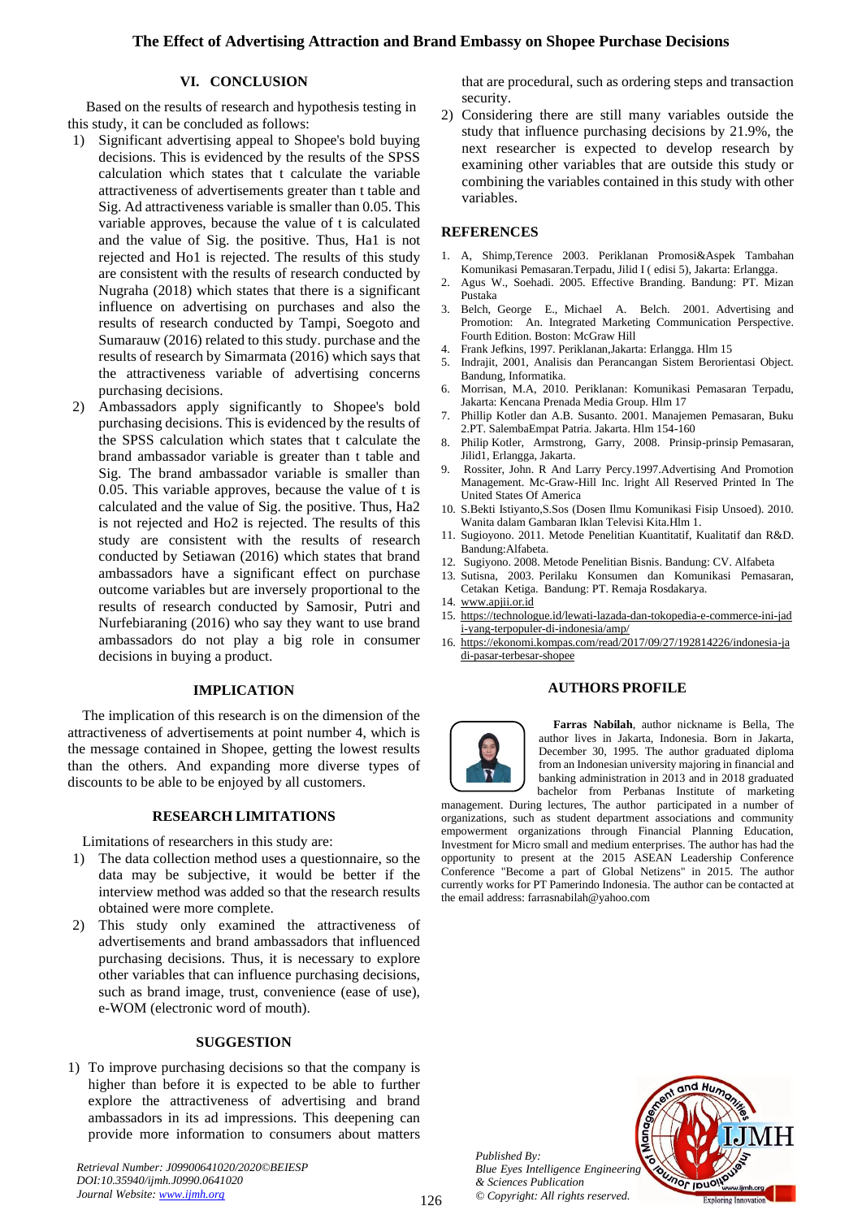## VI. CONCLUSION

Based on the results of research and hypothesis testing in this study, it can be concluded as follows:

1) Significant advertising appeal to Shopee's bold buying decisions. This is evidenced by the results of the SPSS calculation which states that t calculate the variable attractiveness of advertisements greater than t table and Sig. Ad attractiveness variable is smaller than 0.05. This variable approves, because the value of t is calculated and the value of Sig. the positive. Thus, Ha1 is not rejected and Ho1 is rejected. The results of this study are consistent with the results of research conducted by Nugraha (2018) which states that there is a significant influence on advertising on purchases and also the results of research conducted by Tampi, Soegoto and Sumarauw (2016) related to this study. purchase and the results of research by Simarmata (2016) which says that the attractiveness variable of advertising concerns purchasing decisions.
2) Ambassadors apply significantly to Shopee's bold purchasing decisions. This is evidenced by the results of the SPSS calculation which states that t calculate the brand ambassador variable is greater than t table and Sig. The brand ambassador variable is smaller than 0.05. This variable approves, because the value of t is calculated and the value of Sig. the positive. Thus, Ha2 is not rejected and Ho2 is rejected. The results of this study are consistent with the results of research conducted by Setiawan (2016) which states that brand ambassadors have a significant effect on purchase outcome variables but are inversely proportional to the results of research conducted by Samosir, Putri and Nurfebiaraning (2016) who say they want to use brand ambassadors do not play a big role in consumer decisions in buying a product.

## IMPLICATION

The implication of this research is on the dimension of the attractiveness of advertisements at point number 4, which is the message contained in Shopee, getting the lowest results than the others. And expanding more diverse types of discounts to be able to be enjoyed by all customers.

## RESEARCH LIMITATIONS

Limitations of researchers in this study are:

1) The data collection method uses a questionnaire, so the data may be subjective, it would be better if the interview method was added so that the research results obtained were more complete.
2) This study only examined the attractiveness of advertisements and brand ambassadors that influenced purchasing decisions. Thus, it is necessary to explore other variables that can influence purchasing decisions, such as brand image, trust, convenience (ease of use), e-WOM (electronic word of mouth).

## SUGGESTION

1) To improve purchasing decisions so that the company is higher than before it is expected to be able to further explore the attractiveness of advertising and brand ambassadors in its ad impressions. This deepening can provide more information to consumers about matters that are procedural, such as ordering steps and transaction security.
2) Considering there are still many variables outside the study that influence purchasing decisions by 21.9%, the next researcher is expected to develop research by examining other variables that are outside this study or combining the variables contained in this study with other variables.

## REFERENCES

1. A, Shimp,Terence 2003. Periklanan Promosi&Aspek Tambahan Komunikasi Pemasaran.Terpadu, Jilid I ( edisi 5), Jakarta: Erlangga.
2. Agus W., Soehadi. 2005. Effective Branding. Bandung: PT. Mizan Pustaka
3. Belch, George E., Michael A. Belch. 2001. Advertising and Promotion: An. Integrated Marketing Communication Perspective. Fourth Edition. Boston: McGraw Hill
4. Frank Jefkins, 1997. Periklanan,Jakarta: Erlangga. Hlm 15
5. Indrajit, 2001, Analisis dan Perancangan Sistem Berorientasi Object. Bandung, Informatika.
6. Morrisan, M.A, 2010. Periklanan: Komunikasi Pemasaran Terpadu, Jakarta: Kencana Prenada Media Group. Hlm 17
7. Phillip Kotler dan A.B. Susanto. 2001. Manajemen Pemasaran, Buku 2.PT. SalembaEmpat Patria. Jakarta. Hlm 154-160
8. Philip Kotler, Armstrong, Garry, 2008. Prinsip-prinsip Pemasaran, Jilid1, Erlangga, Jakarta.
9. Rossiter, John. R And Larry Percy.1997.Advertising And Promotion Management. Mc-Graw-Hill Inc. lright All Reserved Printed In The United States Of America
10. S.Bekti Istiyanto,S.Sos (Dosen Ilmu Komunikasi Fisip Unsoed). 2010. Wanita dalam Gambaran Iklan Televisi Kita.Hlm 1.
11. Sugioyono. 2011. Metode Penelitian Kuantitatif, Kualitatif dan R&D. Bandung:Alfabeta.
12. Sugiyono. 2008. Metode Penelitian Bisnis. Bandung: CV. Alfabeta
13. Sutisna, 2003. Perilaku Konsumen dan Komunikasi Pemasaran, Cetakan Ketiga. Bandung: PT. Remaja Rosdakarya.
14. www.apjii.or.id
15. https://technologue.id/lewati-lazada-dan-tokopedia-e-commerce-ini-jadi-yang-terpopuler-di-indonesia/amp/
16. https://ekonomi.kompas.com/read/2017/09/27/192814226/indonesia-jadi-pasar-terbesar-shopee

## AUTHORS PROFILE

**Farras Nabilah**, author nickname is Bella, The author lives in Jakarta, Indonesia. Born in Jakarta, December 30, 1995. The author graduated diploma from an Indonesian university majoring in financial and banking administration in 2013 and in 2018 graduated bachelor from Perbanas Institute of marketing management. During lectures, The author participated in a number of organizations, such as student department associations and community empowerment organizations through Financial Planning Education, Investment for Micro small and medium enterprises. The author has had the opportunity to present at the 2015 ASEAN Leadership Conference Conference "Become a part of Global Netizens" in 2015. The author currently works for PT Pamerindo Indonesia. The author can be contacted at the email address: farrasnabilah@yahoo.com